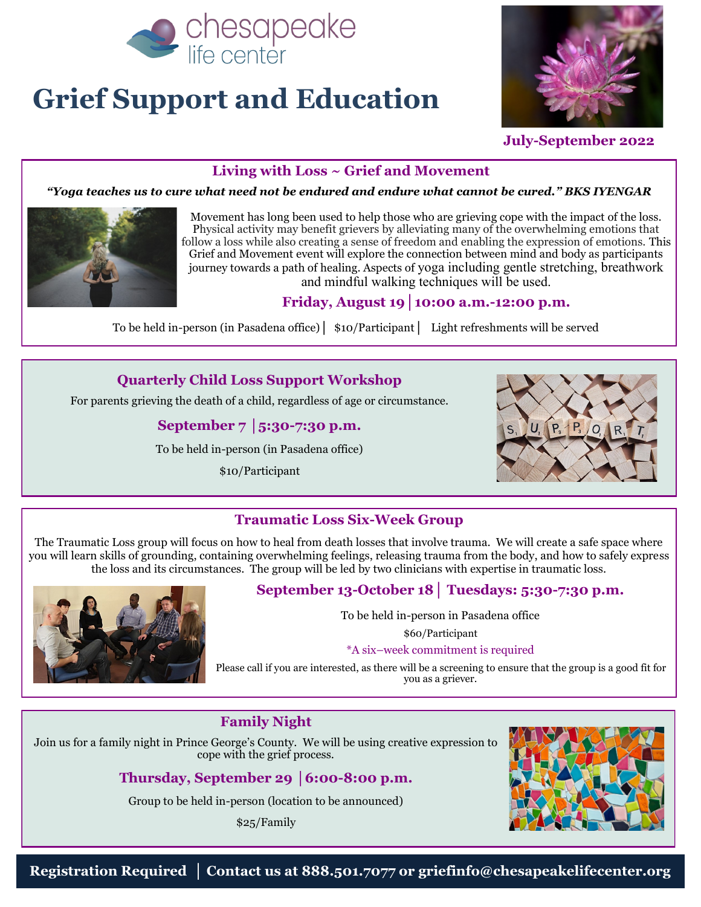chesapeake life center

# Grief Support and Education

**July-September 2022**

## Living with Loss ~ Grief and Movement

***"Yoga teaches us to cure what need not be endured and endure what cannot be cured." BKS IYENGAR***

Movement has long been used to help those who are grieving cope with the impact of the loss. Physical activity may benefit grievers by alleviating many of the overwhelming emotions that follow a loss while also creating a sense of freedom and enabling the expression of emotions. This Grief and Movement event will explore the connection between mind and body as participants journey towards a path of healing. Aspects of yoga including gentle stretching, breathwork and mindful walking techniques will be used.

**Friday, August 19 | 10:00 a.m.-12:00 p.m.**

To be held in-person (in Pasadena office) | $10/Participant | Light refreshments will be served

## Quarterly Child Loss Support Workshop

For parents grieving the death of a child, regardless of age or circumstance.

**September 7 | 5:30-7:30 p.m.**

To be held in-person (in Pasadena office)

$10/Participant

## Traumatic Loss Six-Week Group

The Traumatic Loss group will focus on how to heal from death losses that involve trauma. We will create a safe space where you will learn skills of grounding, containing overwhelming feelings, releasing trauma from the body, and how to safely express the loss and its circumstances. The group will be led by two clinicians with expertise in traumatic loss.

**September 13-October 18 | Tuesdays: 5:30-7:30 p.m.**

To be held in-person in Pasadena office

$60/Participant

*A six–week commitment is required

Please call if you are interested, as there will be a screening to ensure that the group is a good fit for you as a griever.

## Family Night

Join us for a family night in Prince George's County. We will be using creative expression to cope with the grief process.

**Thursday, September 29 | 6:00-8:00 p.m.**

Group to be held in-person (location to be announced)

$25/Family

**Registration Required | Contact us at 888.501.7077 or griefinfo@chesapeakelifecenter.org**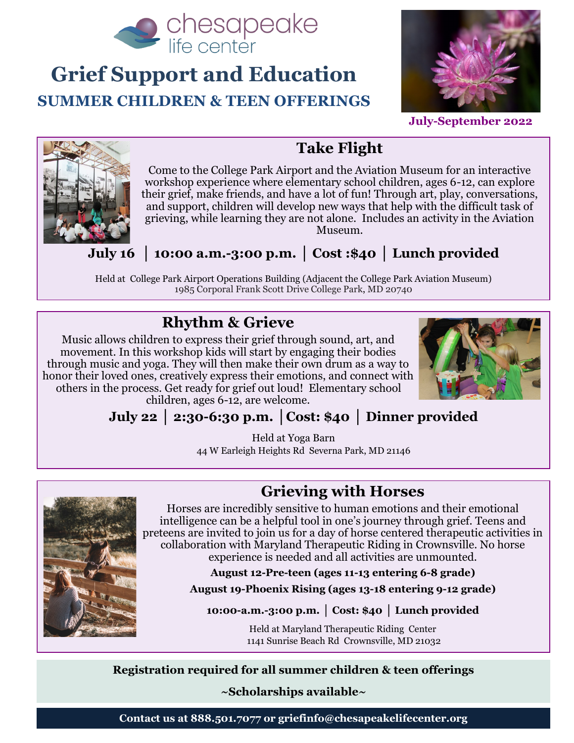chesapeake life center

# Grief Support and Education

## SUMMER CHILDREN & TEEN OFFERINGS

**July-September 2022**

## Take Flight

Come to the College Park Airport and the Aviation Museum for an interactive workshop experience where elementary school children, ages 6-12, can explore their grief, make friends, and have a lot of fun! Through art, play, conversations, and support, children will develop new ways that help with the difficult task of grieving, while learning they are not alone. Includes an activity in the Aviation Museum.

**July 16 | 10:00 a.m.-3:00 p.m. | Cost :$40 | Lunch provided**

Held at College Park Airport Operations Building (Adjacent the College Park Aviation Museum)
1985 Corporal Frank Scott Drive College Park, MD 20740

## Rhythm & Grieve

Music allows children to express their grief through sound, art, and movement. In this workshop kids will start by engaging their bodies through music and yoga. They will then make their own drum as a way to honor their loved ones, creatively express their emotions, and connect with others in the process. Get ready for grief out loud! Elementary school children, ages 6-12, are welcome.

**July 22 | 2:30-6:30 p.m. | Cost: $40 | Dinner provided**

Held at Yoga Barn
44 W Earleigh Heights Rd Severna Park, MD 21146

## Grieving with Horses

Horses are incredibly sensitive to human emotions and their emotional intelligence can be a helpful tool in one's journey through grief. Teens and preteens are invited to join us for a day of horse centered therapeutic activities in collaboration with Maryland Therapeutic Riding in Crownsville. No horse experience is needed and all activities are unmounted.

**August 12-Pre-teen (ages 11-13 entering 6-8 grade)**

**August 19-Phoenix Rising (ages 13-18 entering 9-12 grade)**

**10:00-a.m.-3:00 p.m. | Cost: $40 | Lunch provided**

Held at Maryland Therapeutic Riding Center
1141 Sunrise Beach Rd Crownsville, MD 21032

**Registration required for all summer children & teen offerings**

**~Scholarships available~**

**Contact us at 888.501.7077 or griefinfo@chesapeakelifecenter.org**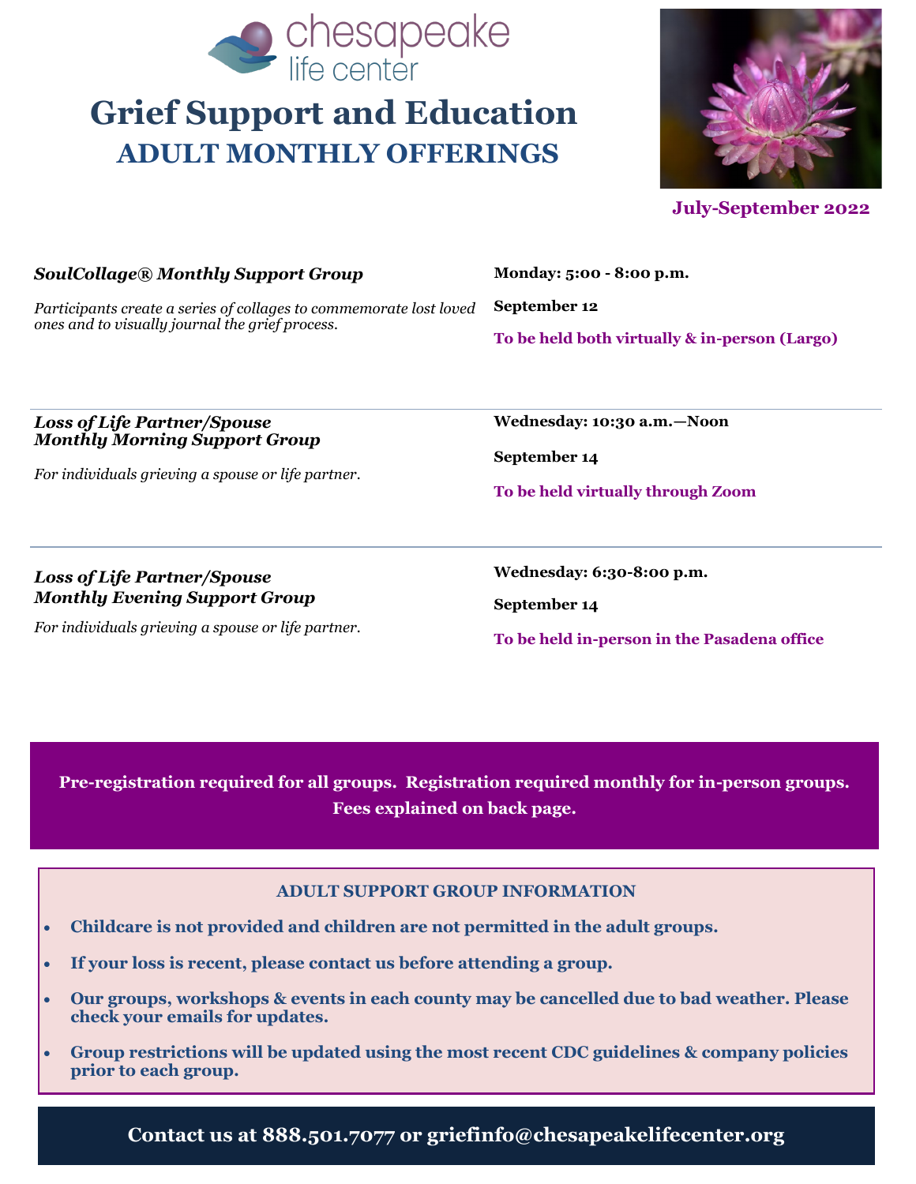chesapeake life center

# Grief Support and Education

## ADULT MONTHLY OFFERINGS

**July-September 2022**

***SoulCollage® Monthly Support Group***

*Participants create a series of collages to commemorate lost loved ones and to visually journal the grief process.*

**Monday: 5:00 - 8:00 p.m.**

**September 12**

**To be held both virtually & in-person (Largo)**

---

***Loss of Life Partner/Spouse***
***Monthly Morning Support Group***

*For individuals grieving a spouse or life partner.*

**Wednesday: 10:30 a.m.—Noon**

**September 14**

**To be held virtually through Zoom**

---

***Loss of Life Partner/Spouse***
***Monthly Evening Support Group***

*For individuals grieving a spouse or life partner.*

**Wednesday: 6:30-8:00 p.m.**

**September 14**

**To be held in-person in the Pasadena office**

**Pre-registration required for all groups. Registration required monthly for in-person groups. Fees explained on back page.**

### ADULT SUPPORT GROUP INFORMATION

- **Childcare is not provided and children are not permitted in the adult groups.**
- **If your loss is recent, please contact us before attending a group.**
- **Our groups, workshops & events in each county may be cancelled due to bad weather. Please check your emails for updates.**
- **Group restrictions will be updated using the most recent CDC guidelines & company policies prior to each group.**

**Contact us at 888.501.7077 or griefinfo@chesapeakelifecenter.org**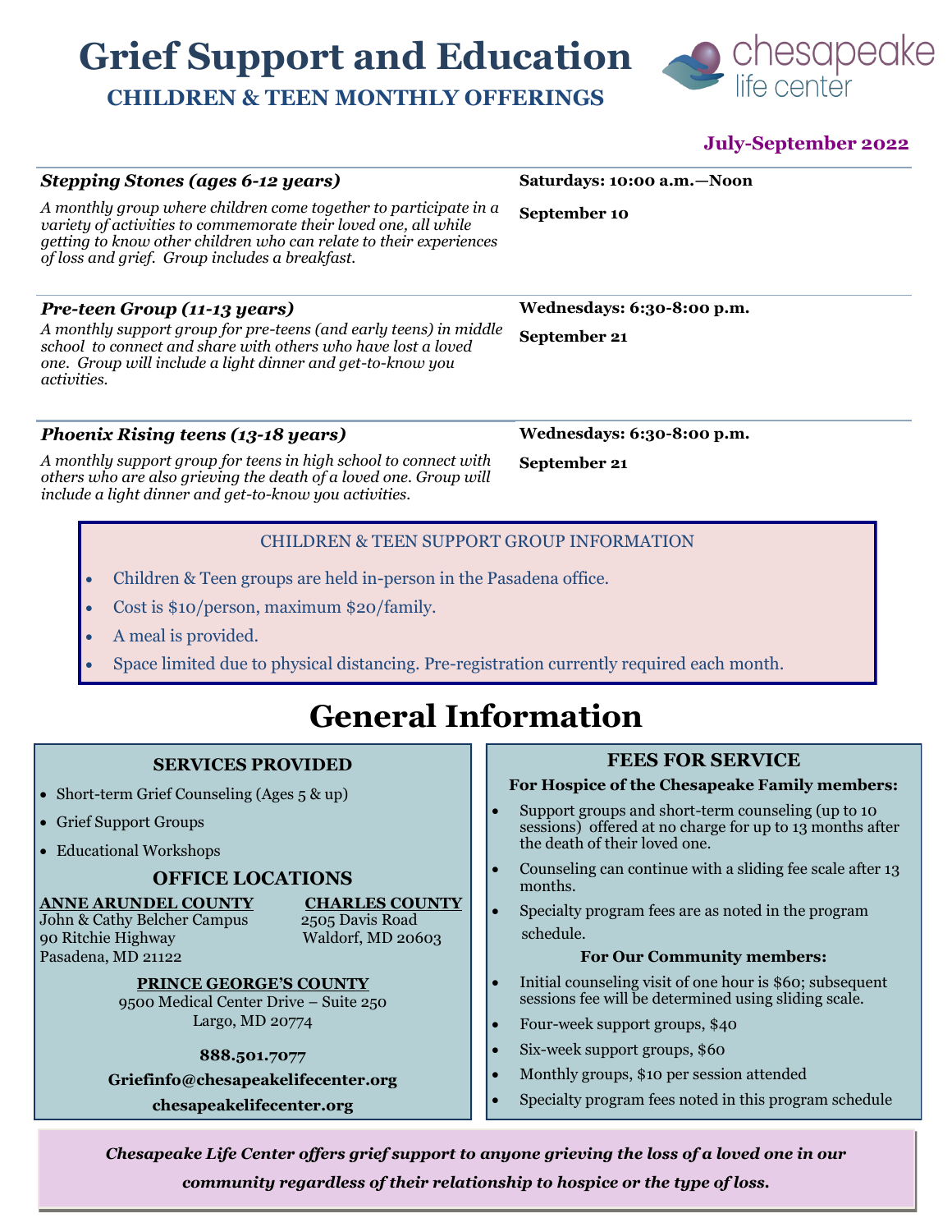# Grief Support and Education

## CHILDREN & TEEN MONTHLY OFFERINGS

chesapeake life center

**July-September 2022**

***Stepping Stones (ages 6-12 years)***

*A monthly group where children come together to participate in a variety of activities to commemorate their loved one, all while getting to know other children who can relate to their experiences of loss and grief. Group includes a breakfast.*

**Saturdays: 10:00 a.m.—Noon**

**September 10**

***Pre-teen Group (11-13 years)***

*A monthly support group for pre-teens (and early teens) in middle school to connect and share with others who have lost a loved one. Group will include a light dinner and get-to-know you activities.*

**Wednesdays: 6:30-8:00 p.m.**

**September 21**

***Phoenix Rising teens (13-18 years)***

*A monthly support group for teens in high school to connect with others who are also grieving the death of a loved one. Group will include a light dinner and get-to-know you activities.*

**Wednesdays: 6:30-8:00 p.m.**

**September 21**

### CHILDREN & TEEN SUPPORT GROUP INFORMATION

- Children & Teen groups are held in-person in the Pasadena office.
- Cost is $10/person, maximum $20/family.
- A meal is provided.
- Space limited due to physical distancing. Pre-registration currently required each month.

# General Information

### SERVICES PROVIDED

- Short-term Grief Counseling (Ages 5 & up)
- Grief Support Groups
- Educational Workshops

### OFFICE LOCATIONS

**ANNE ARUNDEL COUNTY**
John & Cathy Belcher Campus
90 Ritchie Highway
Pasadena, MD 21122

**CHARLES COUNTY**
2505 Davis Road
Waldorf, MD 20603

**PRINCE GEORGE'S COUNTY**
9500 Medical Center Drive – Suite 250
Largo, MD 20774

**888.501.7077**

**Griefinfo@chesapeakelifecenter.org**

**chesapeakelifecenter.org**

### FEES FOR SERVICE

**For Hospice of the Chesapeake Family members:**

- Support groups and short-term counseling (up to 10 sessions) offered at no charge for up to 13 months after the death of their loved one.
- Counseling can continue with a sliding fee scale after 13 months.
- Specialty program fees are as noted in the program schedule.

**For Our Community members:**

- Initial counseling visit of one hour is $60; subsequent sessions fee will be determined using sliding scale.
- Four-week support groups, $40
- Six-week support groups, $60
- Monthly groups, $10 per session attended
- Specialty program fees noted in this program schedule

***Chesapeake Life Center offers grief support to anyone grieving the loss of a loved one in our community regardless of their relationship to hospice or the type of loss.***